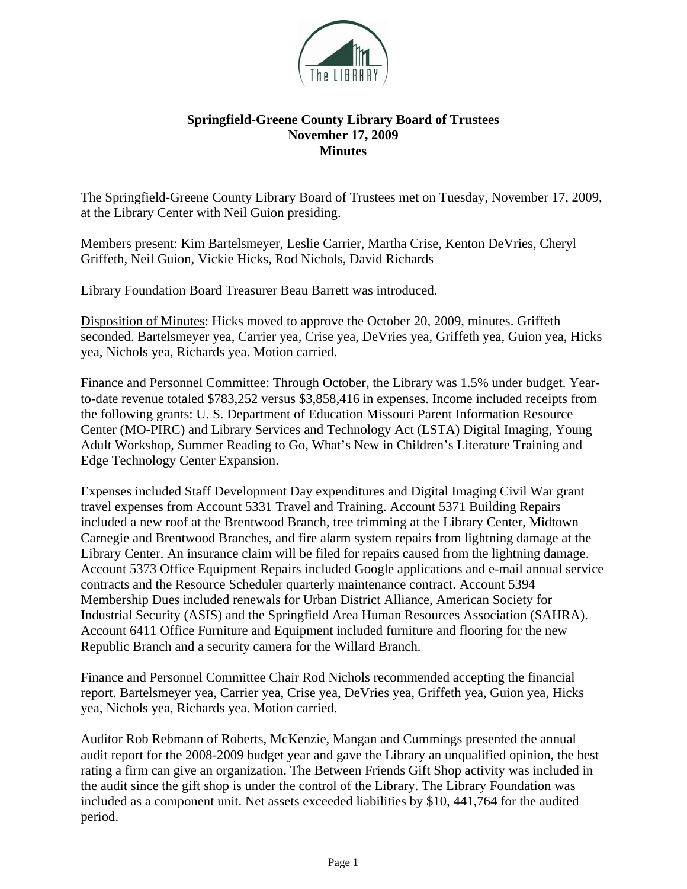**Springfield-Greene County Library Board of Trustees**
**November 17, 2009**
**Minutes**

The Springfield-Greene County Library Board of Trustees met on Tuesday, November 17, 2009, at the Library Center with Neil Guion presiding.

Members present: Kim Bartelsmeyer, Leslie Carrier, Martha Crise, Kenton DeVries, Cheryl Griffeth, Neil Guion, Vickie Hicks, Rod Nichols, David Richards

Library Foundation Board Treasurer Beau Barrett was introduced.

Disposition of Minutes: Hicks moved to approve the October 20, 2009, minutes. Griffeth seconded. Bartelsmeyer yea, Carrier yea, Crise yea, DeVries yea, Griffeth yea, Guion yea, Hicks yea, Nichols yea, Richards yea. Motion carried.

Finance and Personnel Committee: Through October, the Library was 1.5% under budget. Year-to-date revenue totaled $783,252 versus $3,858,416 in expenses. Income included receipts from the following grants: U. S. Department of Education Missouri Parent Information Resource Center (MO-PIRC) and Library Services and Technology Act (LSTA) Digital Imaging, Young Adult Workshop, Summer Reading to Go, What's New in Children's Literature Training and Edge Technology Center Expansion.

Expenses included Staff Development Day expenditures and Digital Imaging Civil War grant travel expenses from Account 5331 Travel and Training. Account 5371 Building Repairs included a new roof at the Brentwood Branch, tree trimming at the Library Center, Midtown Carnegie and Brentwood Branches, and fire alarm system repairs from lightning damage at the Library Center. An insurance claim will be filed for repairs caused from the lightning damage. Account 5373 Office Equipment Repairs included Google applications and e-mail annual service contracts and the Resource Scheduler quarterly maintenance contract. Account 5394 Membership Dues included renewals for Urban District Alliance, American Society for Industrial Security (ASIS) and the Springfield Area Human Resources Association (SAHRA). Account 6411 Office Furniture and Equipment included furniture and flooring for the new Republic Branch and a security camera for the Willard Branch.

Finance and Personnel Committee Chair Rod Nichols recommended accepting the financial report. Bartelsmeyer yea, Carrier yea, Crise yea, DeVries yea, Griffeth yea, Guion yea, Hicks yea, Nichols yea, Richards yea. Motion carried.

Auditor Rob Rebmann of Roberts, McKenzie, Mangan and Cummings presented the annual audit report for the 2008-2009 budget year and gave the Library an unqualified opinion, the best rating a firm can give an organization. The Between Friends Gift Shop activity was included in the audit since the gift shop is under the control of the Library. The Library Foundation was included as a component unit. Net assets exceeded liabilities by $10, 441,764 for the audited period.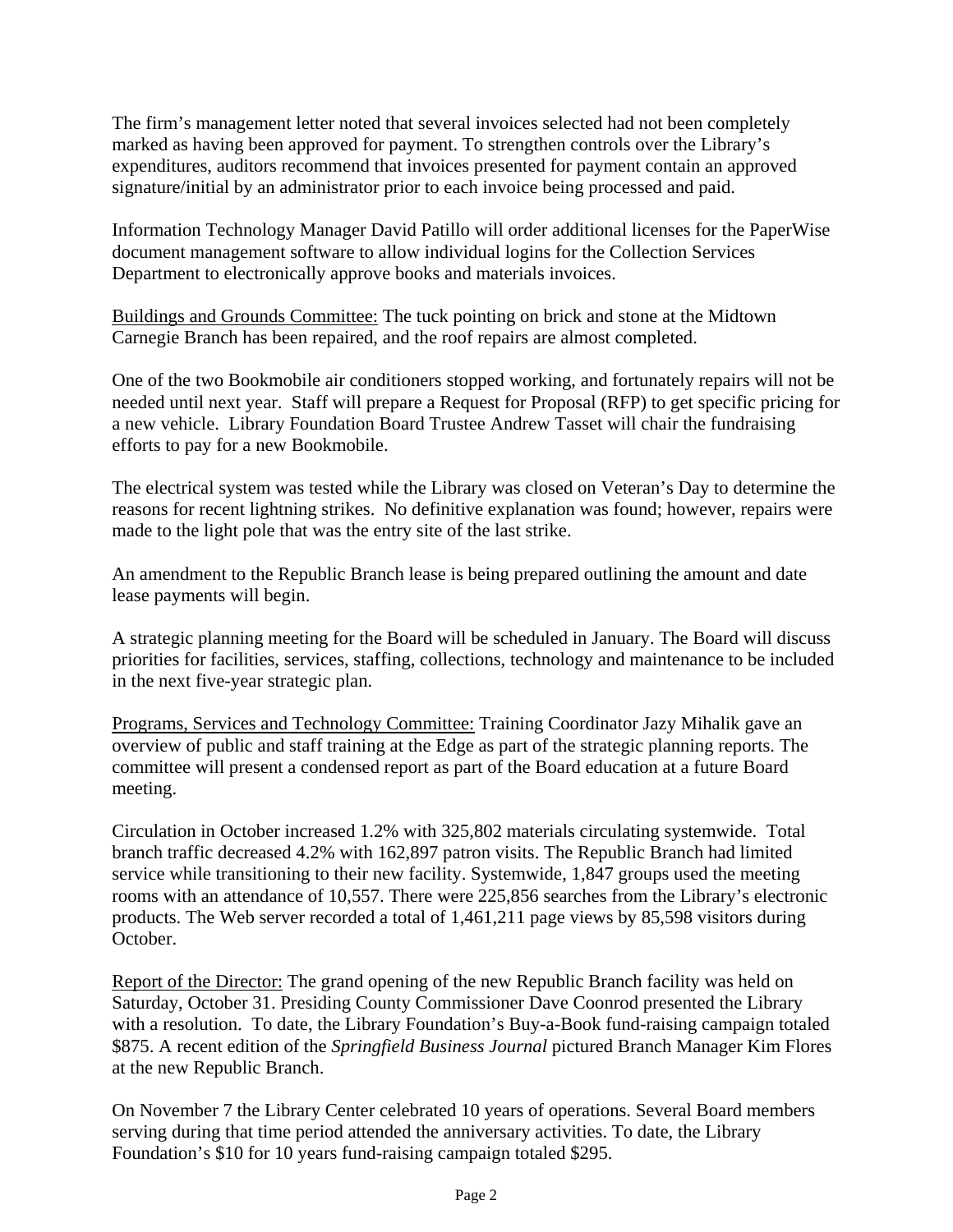The firm's management letter noted that several invoices selected had not been completely marked as having been approved for payment. To strengthen controls over the Library's expenditures, auditors recommend that invoices presented for payment contain an approved signature/initial by an administrator prior to each invoice being processed and paid.

Information Technology Manager David Patillo will order additional licenses for the PaperWise document management software to allow individual logins for the Collection Services Department to electronically approve books and materials invoices.

<u>Buildings and Grounds Committee:</u> The tuck pointing on brick and stone at the Midtown Carnegie Branch has been repaired, and the roof repairs are almost completed.

One of the two Bookmobile air conditioners stopped working, and fortunately repairs will not be needed until next year. Staff will prepare a Request for Proposal (RFP) to get specific pricing for a new vehicle. Library Foundation Board Trustee Andrew Tasset will chair the fundraising efforts to pay for a new Bookmobile.

The electrical system was tested while the Library was closed on Veteran's Day to determine the reasons for recent lightning strikes. No definitive explanation was found; however, repairs were made to the light pole that was the entry site of the last strike.

An amendment to the Republic Branch lease is being prepared outlining the amount and date lease payments will begin.

A strategic planning meeting for the Board will be scheduled in January. The Board will discuss priorities for facilities, services, staffing, collections, technology and maintenance to be included in the next five-year strategic plan.

<u>Programs, Services and Technology Committee:</u> Training Coordinator Jazy Mihalik gave an overview of public and staff training at the Edge as part of the strategic planning reports. The committee will present a condensed report as part of the Board education at a future Board meeting.

Circulation in October increased 1.2% with 325,802 materials circulating systemwide. Total branch traffic decreased 4.2% with 162,897 patron visits. The Republic Branch had limited service while transitioning to their new facility. Systemwide, 1,847 groups used the meeting rooms with an attendance of 10,557. There were 225,856 searches from the Library's electronic products. The Web server recorded a total of 1,461,211 page views by 85,598 visitors during October.

<u>Report of the Director:</u> The grand opening of the new Republic Branch facility was held on Saturday, October 31. Presiding County Commissioner Dave Coonrod presented the Library with a resolution. To date, the Library Foundation's Buy-a-Book fund-raising campaign totaled $875. A recent edition of the *Springfield Business Journal* pictured Branch Manager Kim Flores at the new Republic Branch.

On November 7 the Library Center celebrated 10 years of operations. Several Board members serving during that time period attended the anniversary activities. To date, the Library Foundation's $10 for 10 years fund-raising campaign totaled $295.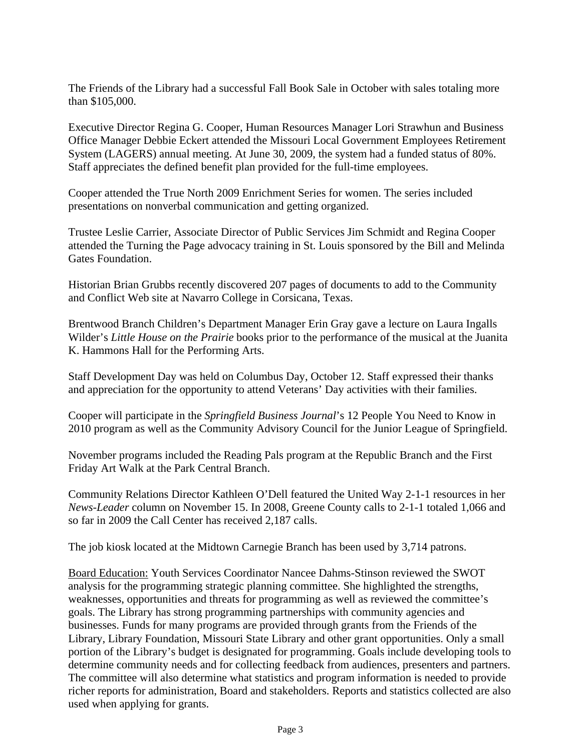The Friends of the Library had a successful Fall Book Sale in October with sales totaling more than $105,000.

Executive Director Regina G. Cooper, Human Resources Manager Lori Strawhun and Business Office Manager Debbie Eckert attended the Missouri Local Government Employees Retirement System (LAGERS) annual meeting. At June 30, 2009, the system had a funded status of 80%. Staff appreciates the defined benefit plan provided for the full-time employees.

Cooper attended the True North 2009 Enrichment Series for women. The series included presentations on nonverbal communication and getting organized.

Trustee Leslie Carrier, Associate Director of Public Services Jim Schmidt and Regina Cooper attended the Turning the Page advocacy training in St. Louis sponsored by the Bill and Melinda Gates Foundation.

Historian Brian Grubbs recently discovered 207 pages of documents to add to the Community and Conflict Web site at Navarro College in Corsicana, Texas.

Brentwood Branch Children's Department Manager Erin Gray gave a lecture on Laura Ingalls Wilder's *Little House on the Prairie* books prior to the performance of the musical at the Juanita K. Hammons Hall for the Performing Arts.

Staff Development Day was held on Columbus Day, October 12. Staff expressed their thanks and appreciation for the opportunity to attend Veterans' Day activities with their families.

Cooper will participate in the *Springfield Business Journal*'s 12 People You Need to Know in 2010 program as well as the Community Advisory Council for the Junior League of Springfield.

November programs included the Reading Pals program at the Republic Branch and the First Friday Art Walk at the Park Central Branch.

Community Relations Director Kathleen O'Dell featured the United Way 2-1-1 resources in her *News-Leader* column on November 15. In 2008, Greene County calls to 2-1-1 totaled 1,066 and so far in 2009 the Call Center has received 2,187 calls.

The job kiosk located at the Midtown Carnegie Branch has been used by 3,714 patrons.

<u>Board Education:</u> Youth Services Coordinator Nancee Dahms-Stinson reviewed the SWOT analysis for the programming strategic planning committee. She highlighted the strengths, weaknesses, opportunities and threats for programming as well as reviewed the committee's goals. The Library has strong programming partnerships with community agencies and businesses. Funds for many programs are provided through grants from the Friends of the Library, Library Foundation, Missouri State Library and other grant opportunities. Only a small portion of the Library's budget is designated for programming. Goals include developing tools to determine community needs and for collecting feedback from audiences, presenters and partners. The committee will also determine what statistics and program information is needed to provide richer reports for administration, Board and stakeholders. Reports and statistics collected are also used when applying for grants.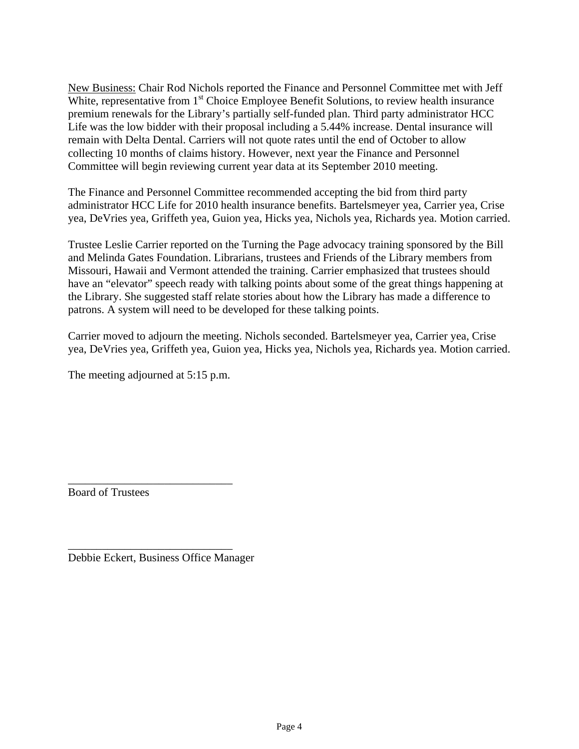<u>New Business:</u> Chair Rod Nichols reported the Finance and Personnel Committee met with Jeff White, representative from 1st Choice Employee Benefit Solutions, to review health insurance premium renewals for the Library's partially self-funded plan. Third party administrator HCC Life was the low bidder with their proposal including a 5.44% increase. Dental insurance will remain with Delta Dental. Carriers will not quote rates until the end of October to allow collecting 10 months of claims history. However, next year the Finance and Personnel Committee will begin reviewing current year data at its September 2010 meeting.

The Finance and Personnel Committee recommended accepting the bid from third party administrator HCC Life for 2010 health insurance benefits. Bartelsmeyer yea, Carrier yea, Crise yea, DeVries yea, Griffeth yea, Guion yea, Hicks yea, Nichols yea, Richards yea. Motion carried.

Trustee Leslie Carrier reported on the Turning the Page advocacy training sponsored by the Bill and Melinda Gates Foundation. Librarians, trustees and Friends of the Library members from Missouri, Hawaii and Vermont attended the training. Carrier emphasized that trustees should have an "elevator" speech ready with talking points about some of the great things happening at the Library. She suggested staff relate stories about how the Library has made a difference to patrons. A system will need to be developed for these talking points.

Carrier moved to adjourn the meeting. Nichols seconded. Bartelsmeyer yea, Carrier yea, Crise yea, DeVries yea, Griffeth yea, Guion yea, Hicks yea, Nichols yea, Richards yea. Motion carried.

The meeting adjourned at 5:15 p.m.

\_\_\_\_\_\_\_\_\_\_\_\_\_\_\_\_\_\_\_\_\_\_\_\_\_\_\_\_\_\_

Board of Trustees

\_\_\_\_\_\_\_\_\_\_\_\_\_\_\_\_\_\_\_\_\_\_\_\_\_\_\_\_\_\_

Debbie Eckert, Business Office Manager